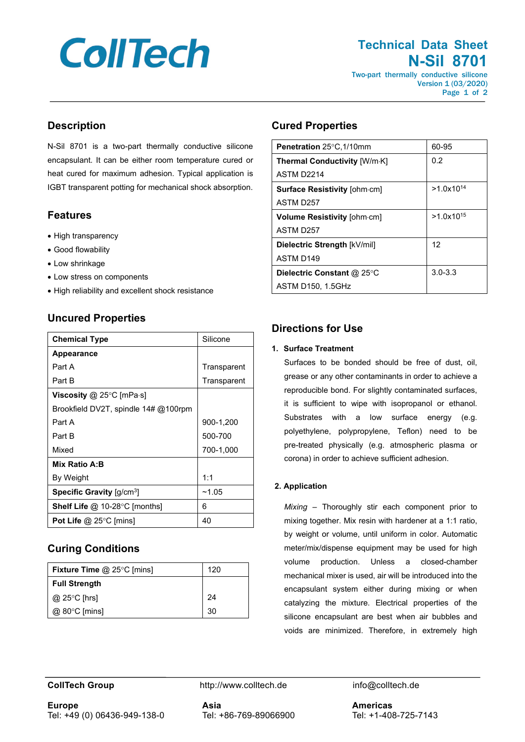# CollTech

## Technical Data Sheet
## N-Sil 8701

Two-part thermally conductive silicone
Version 1 (03/2020)

## Description

N-Sil 8701 is a two-part thermally conductive silicone encapsulant. It can be either room temperature cured or heat cured for maximum adhesion. Typical application is IGBT transparent potting for mechanical shock absorption.

## Features

- High transparency
- Good flowability
- Low shrinkage
- Low stress on components
- High reliability and excellent shock resistance

## Uncured Properties

| Property | Value |
|---|---|
| **Chemical Type** | Silicone |
| **Appearance** | |
| Part A | Transparent |
| Part B | Transparent |
| **Viscosity** @ 25°C [mPa·s] | |
| Brookfield DV2T, spindle 14# @100rpm | |
| Part A | 900-1,200 |
| Part B | 500-700 |
| Mixed | 700-1,000 |
| **Mix Ratio A:B** | |
| By Weight | 1:1 |
| **Specific Gravity** [g/cm³] | ~1.05 |
| **Shelf Life** @ 10-28°C [months] | 6 |
| **Pot Life** @ 25°C [mins] | 40 |

## Curing Conditions

| Condition | Value |
|---|---|
| **Fixture Time** @ 25°C [mins] | 120 |
| **Full Strength** | |
| @ 25°C [hrs] | 24 |
| @ 80°C [mins] | 30 |

## Cured Properties

| Property | Value |
|---|---|
| **Penetration** 25°C,1/10mm | 60-95 |
| **Thermal Conductivity** [W/m·K] ASTM D2214 | 0.2 |
| **Surface Resistivity** [ohm·cm] ASTM D257 | >$1.0 \times 10^{14}$ |
| **Volume Resistivity** [ohm·cm] ASTM D257 | >$1.0 \times 10^{15}$ |
| **Dielectric Strength** [kV/mil] ASTM D149 | 12 |
| **Dielectric Constant** @ 25°C ASTM D150, 1.5GHz | 3.0-3.3 |

## Directions for Use

1. **Surface Treatment**

   Surfaces to be bonded should be free of dust, oil, grease or any other contaminants in order to achieve a reproducible bond. For slightly contaminated surfaces, it is sufficient to wipe with isopropanol or ethanol. Substrates with a low surface energy (e.g. polyethylene, polypropylene, Teflon) need to be pre-treated physically (e.g. atmospheric plasma or corona) in order to achieve sufficient adhesion.

2. **Application**

   *Mixing* – Thoroughly stir each component prior to mixing together. Mix resin with hardener at a 1:1 ratio, by weight or volume, until uniform in color. Automatic meter/mix/dispense equipment may be used for high volume production. Unless a closed-chamber mechanical mixer is used, air will be introduced into the encapsulant system either during mixing or when catalyzing the mixture. Electrical properties of the silicone encapsulant are best when air bubbles and voids are minimized. Therefore, in extremely high

**CollTech Group** http://www.colltech.de info@colltech.de

**Europe**
Tel: +49 (0) 06436-949-138-0

**Asia**
Tel: +86-769-89066900

**Americas**
Tel: +1-408-725-7143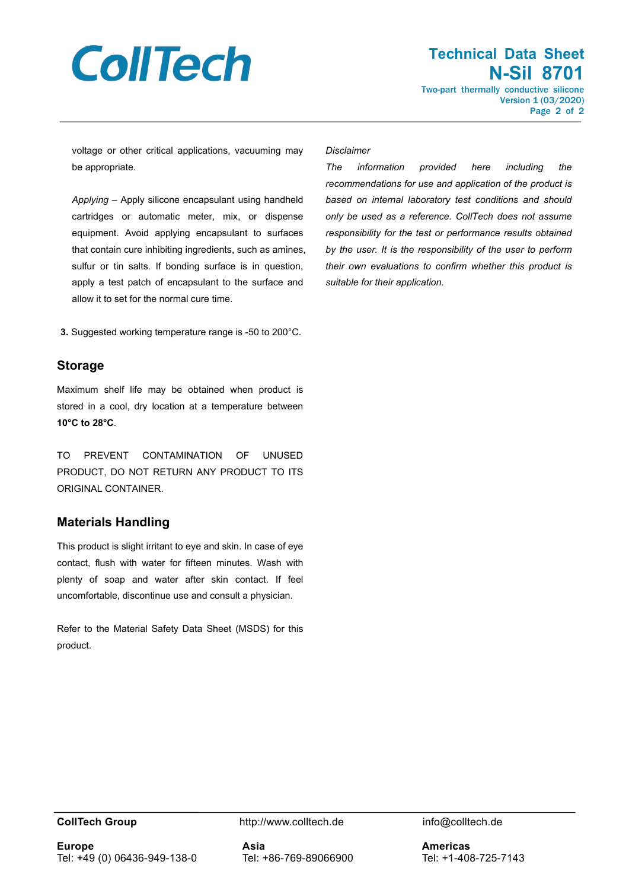voltage or other critical applications, vacuuming may be appropriate.

*Applying* – Apply silicone encapsulant using handheld cartridges or automatic meter, mix, or dispense equipment. Avoid applying encapsulant to surfaces that contain cure inhibiting ingredients, such as amines, sulfur or tin salts. If bonding surface is in question, apply a test patch of encapsulant to the surface and allow it to set for the normal cure time.

3. Suggested working temperature range is -50 to 200°C.

## Storage

Maximum shelf life may be obtained when product is stored in a cool, dry location at a temperature between **10°C to 28°C**.

TO PREVENT CONTAMINATION OF UNUSED PRODUCT, DO NOT RETURN ANY PRODUCT TO ITS ORIGINAL CONTAINER.

## Materials Handling

This product is slight irritant to eye and skin. In case of eye contact, flush with water for fifteen minutes. Wash with plenty of soap and water after skin contact. If feel uncomfortable, discontinue use and consult a physician.

Refer to the Material Safety Data Sheet (MSDS) for this product.

*Disclaimer*

*The information provided here including the recommendations for use and application of the product is based on internal laboratory test conditions and should only be used as a reference. CollTech does not assume responsibility for the test or performance results obtained by the user. It is the responsibility of the user to perform their own evaluations to confirm whether this product is suitable for their application.*

**CollTech Group** http://www.colltech.de info@colltech.de

**Europe**
Tel: +49 (0) 06436-949-138-0

**Asia**
Tel: +86-769-89066900

**Americas**
Tel: +1-408-725-7143